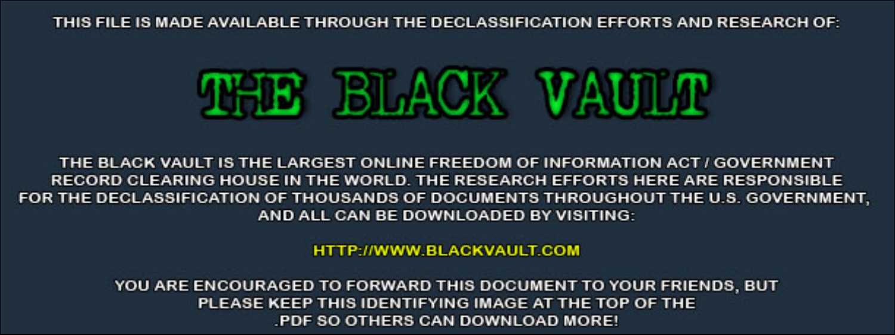THIS FILE IS MADE AVAILABLE THROUGH THE DECLASSIFICATION EFFORTS AND RESEARCH OF:

# THE BLACK VAULT

THE BLACK VAULT IS THE LARGEST ONLINE FREEDOM OF INFORMATION ACT / GOVERNMENT RECORD CLEARING HOUSE IN THE WORLD. THE RESEARCH EFFORTS HERE ARE RESPONSIBLE FOR THE DECLASSIFICATION OF THOUSANDS OF DOCUMENTS THROUGHOUT THE U.S. GOVERNMENT, AND ALL CAN BE DOWNLOADED BY VISITING:

HTTP://WWW.BLACKVAULT.COM

YOU ARE ENCOURAGED TO FORWARD THIS DOCUMENT TO YOUR FRIENDS, BUT PLEASE KEEP THIS IDENTIFYING IMAGE AT THE TOP OF THE .PDF SO OTHERS CAN DOWNLOAD MORE!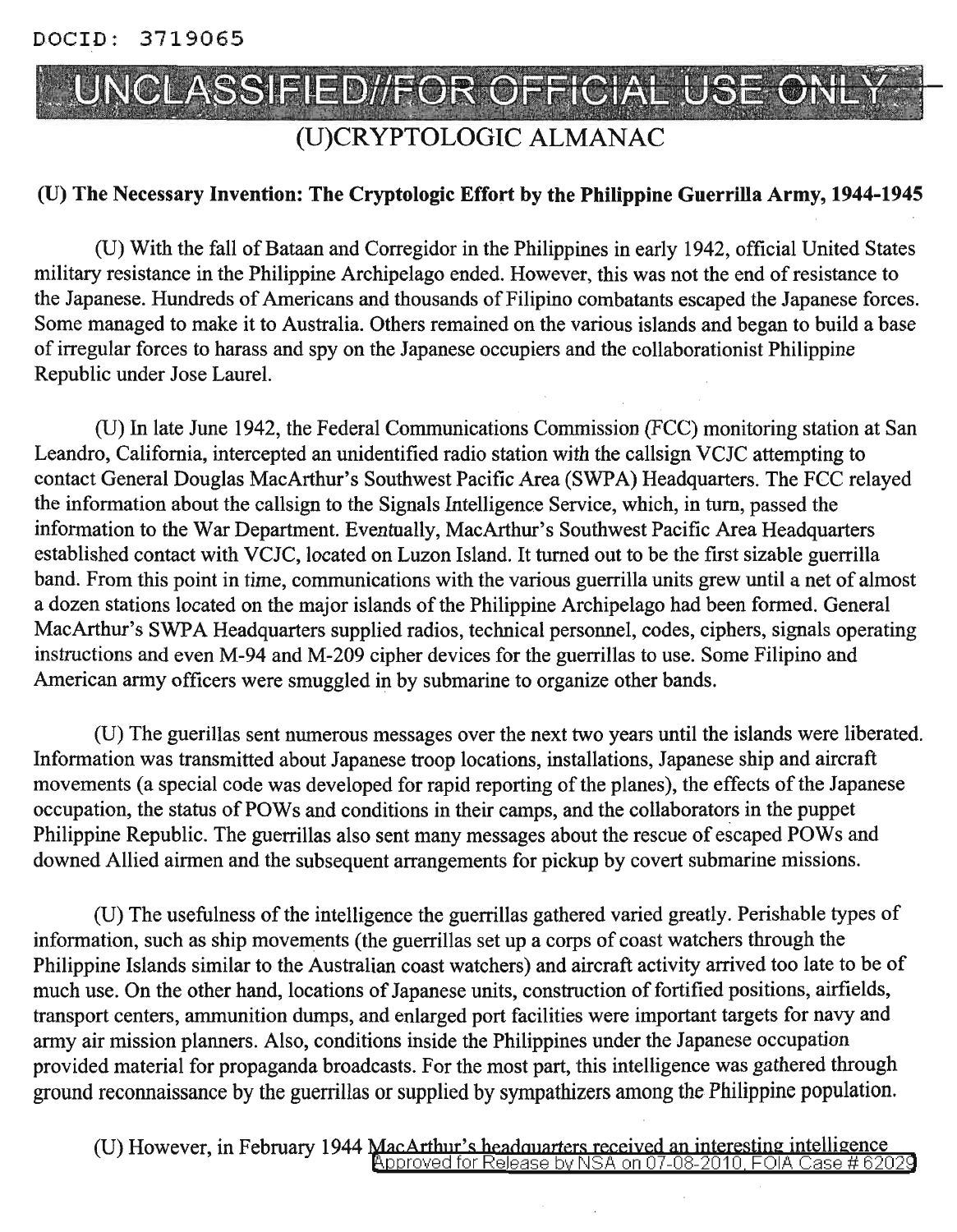DOCID: 3719065

UNCLASSIFIED//FOR OFFICIAL USE ONLY

# (U)CRYPTOLOGIC ALMANAC

## (U) The Necessary Invention: The Cryptologic Effort by the Philippine Guerrilla Army, 1944-1945

(U) With the fall of Bataan and Corregidor in the Philippines in early 1942, official United States military resistance in the Philippine Archipelago ended. However, this was not the end of resistance to the Japanese. Hundreds of Americans and thousands of Filipino combatants escaped the Japanese forces. Some managed to make it to Australia. Others remained on the various islands and began to build a base of irregular forces to harass and spy on the Japanese occupiers and the collaborationist Philippine Republic under Jose Laurel.

(U) In late June 1942, the Federal Communications Commission (FCC) monitoring station at San Leandro, California, intercepted an unidentified radio station with the callsign VCJC attempting to contact General Douglas MacArthur's Southwest Pacific Area (SWPA) Headquarters. The FCC relayed the information about the callsign to the Signals Intelligence Service, which, in turn, passed the information to the War Department. Eventually, MacArthur's Southwest Pacific Area Headquarters established contact with VCJC, located on Luzon Island. It turned out to be the first sizable guerrilla band. From this point in time, communications with the various guerrilla units grew until a net of almost a dozen stations located on the major islands of the Philippine Archipelago had been formed. General MacArthur's SWPA Headquarters supplied radios, technical personnel, codes, ciphers, signals operating instructions and even M-94 and M-209 cipher devices for the guerrillas to use. Some Filipino and American army officers were smuggled in by submarine to organize other bands.

(U) The guerillas sent numerous messages over the next two years until the islands were liberated. Information was transmitted about Japanese troop locations, installations, Japanese ship and aircraft movements (a special code was developed for rapid reporting of the planes), the effects of the Japanese occupation, the status of POWs and conditions in their camps, and the collaborators in the puppet Philippine Republic. The guerrillas also sent many messages about the rescue of escaped POWs and downed Allied airmen and the subsequent arrangements for pickup by covert submarine missions.

(U) The usefulness of the intelligence the guerrillas gathered varied greatly. Perishable types of information, such as ship movements (the guerrillas set up a corps of coast watchers through the Philippine Islands similar to the Australian coast watchers) and aircraft activity arrived too late to be of much use. On the other hand, locations of Japanese units, construction of fortified positions, airfields, transport centers, ammunition dumps, and enlarged port facilities were important targets for navy and army air mission planners. Also, conditions inside the Philippines under the Japanese occupation provided material for propaganda broadcasts. For the most part, this intelligence was gathered through ground reconnaissance by the guerrillas or supplied by sympathizers among the Philippine population.

(U) However, in February 1944 MacArthur's headquarters received an interesting intelligence

Approved for Release by NSA on 07-08-2010, FOIA Case # 62029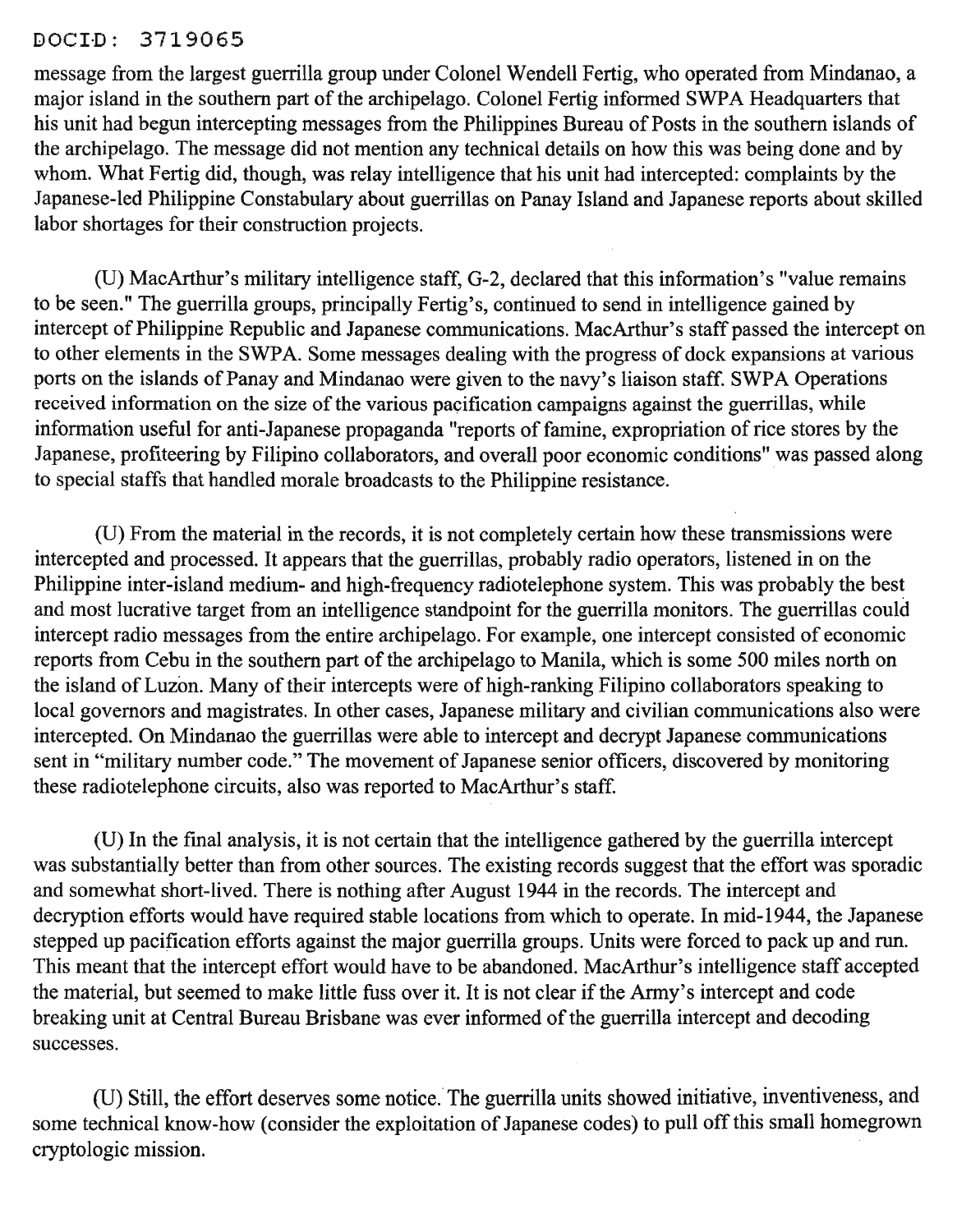message from the largest guerrilla group under Colonel Wendell Fertig, who operated from Mindanao, a major island in the southern part of the archipelago. Colonel Fertig informed SWPA Headquarters that his unit had begun intercepting messages from the Philippines Bureau of Posts in the southern islands of the archipelago. The message did not mention any technical details on how this was being done and by whom. What Fertig did, though, was relay intelligence that his unit had intercepted: complaints by the Japanese-led Philippine Constabulary about guerrillas on Panay Island and Japanese reports about skilled labor shortages for their construction projects.

(U) MacArthur's military intelligence staff, G-2, declared that this information's "value remains to be seen." The guerrilla groups, principally Fertig's, continued to send in intelligence gained by intercept of Philippine Republic and Japanese communications. MacArthur's staff passed the intercept on to other elements in the SWPA. Some messages dealing with the progress of dock expansions at various ports on the islands of Panay and Mindanao were given to the navy's liaison staff. SWPA Operations received information on the size of the various pacification campaigns against the guerrillas, while information useful for anti-Japanese propaganda "reports of famine, expropriation of rice stores by the Japanese, profiteering by Filipino collaborators, and overall poor economic conditions" was passed along to special staffs that handled morale broadcasts to the Philippine resistance.

(U) From the material in the records, it is not completely certain how these transmissions were intercepted and processed. It appears that the guerrillas, probably radio operators, listened in on the Philippine inter-island medium- and high-frequency radiotelephone system. This was probably the best and most lucrative target from an intelligence standpoint for the guerrilla monitors. The guerrillas could intercept radio messages from the entire archipelago. For example, one intercept consisted of economic reports from Cebu in the southern part of the archipelago to Manila, which is some 500 miles north on the island of Luzon. Many of their intercepts were of high-ranking Filipino collaborators speaking to local governors and magistrates. In other cases, Japanese military and civilian communications also were intercepted. On Mindanao the guerrillas were able to intercept and decrypt Japanese communications sent in "military number code." The movement of Japanese senior officers, discovered by monitoring these radiotelephone circuits, also was reported to MacArthur's staff.

(U) In the final analysis, it is not certain that the intelligence gathered by the guerrilla intercept was substantially better than from other sources. The existing records suggest that the effort was sporadic and somewhat short-lived. There is nothing after August 1944 in the records. The intercept and decryption efforts would have required stable locations from which to operate. In mid-1944, the Japanese stepped up pacification efforts against the major guerrilla groups. Units were forced to pack up and run. This meant that the intercept effort would have to be abandoned. MacArthur's intelligence staff accepted the material, but seemed to make little fuss over it. It is not clear if the Army's intercept and code breaking unit at Central Bureau Brisbane was ever informed of the guerrilla intercept and decoding successes.

(U) Still, the effort deserves some notice. The guerrilla units showed initiative, inventiveness, and some technical know-how (consider the exploitation of Japanese codes) to pull off this small homegrown cryptologic mission.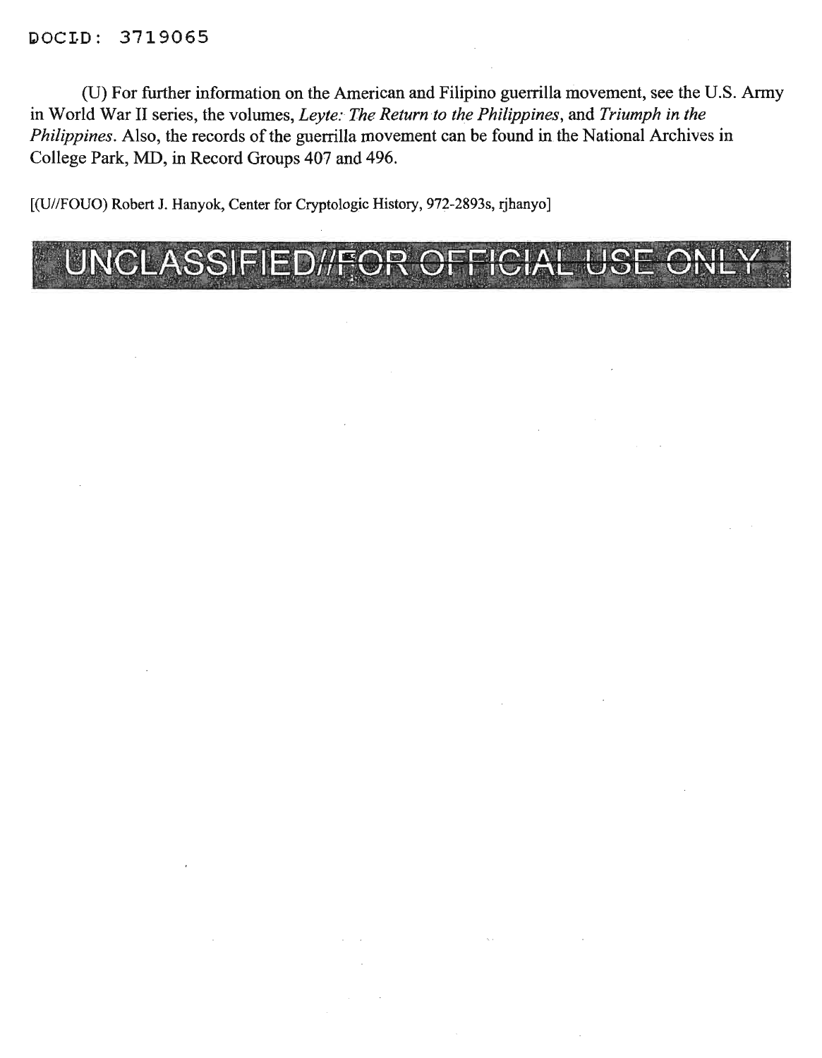(U) For further information on the American and Filipino guerrilla movement, see the U.S. Army in World War II series, the volumes, *Leyte: The Return to the Philippines*, and *Triumph in the Philippines*. Also, the records of the guerrilla movement can be found in the National Archives in College Park, MD, in Record Groups 407 and 496.

[(U//FOUO) Robert J. Hanyok, Center for Cryptologic History, 972-2893s, rjhanyo]

UNCLASSIFIED//~~FOR OFFICIAL USE ONLY~~